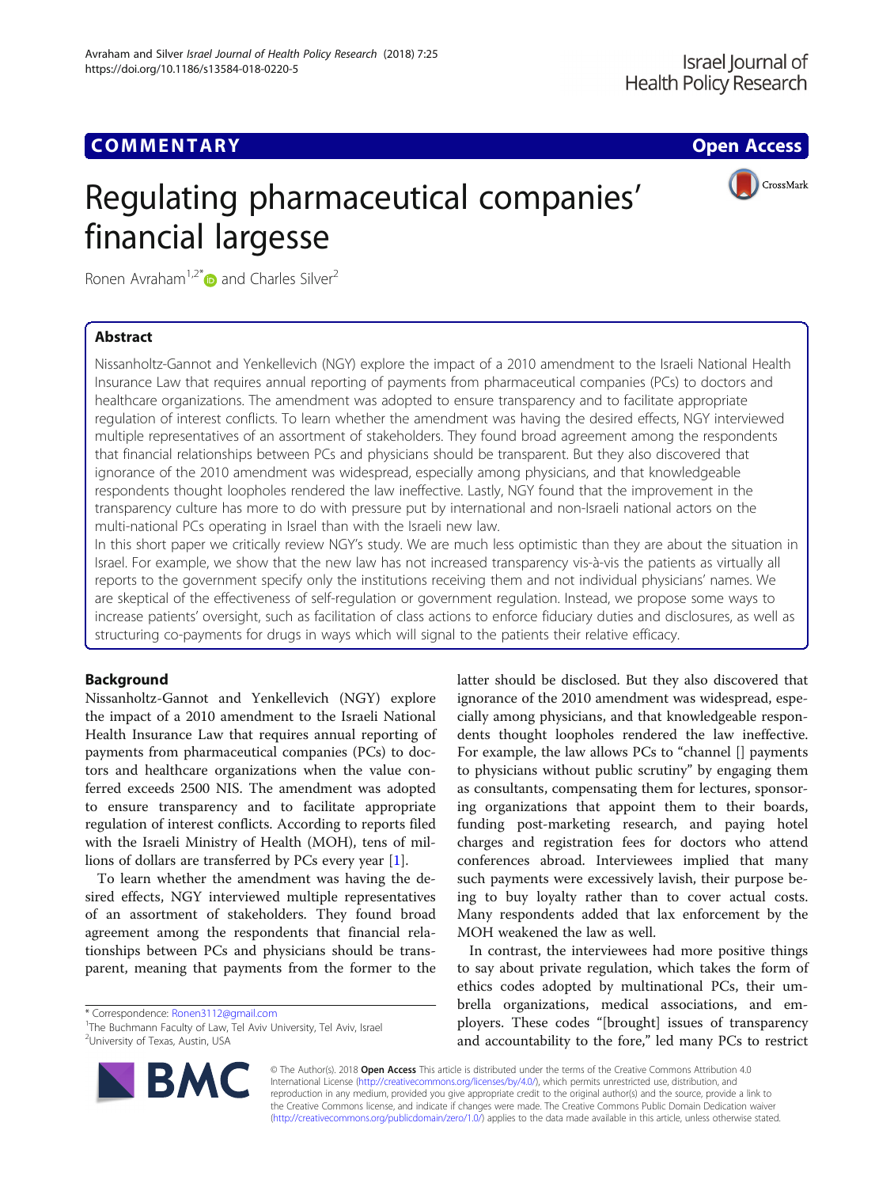COMMENTARY

Open Access

# Regulating pharmaceutical companies' financial largesse

Ronen Avraham[1,2*] and Charles Silver[2]

## Abstract

Nissanholtz-Gannot and Yenkellevich (NGY) explore the impact of a 2010 amendment to the Israeli National Health Insurance Law that requires annual reporting of payments from pharmaceutical companies (PCs) to doctors and healthcare organizations. The amendment was adopted to ensure transparency and to facilitate appropriate regulation of interest conflicts. To learn whether the amendment was having the desired effects, NGY interviewed multiple representatives of an assortment of stakeholders. They found broad agreement among the respondents that financial relationships between PCs and physicians should be transparent. But they also discovered that ignorance of the 2010 amendment was widespread, especially among physicians, and that knowledgeable respondents thought loopholes rendered the law ineffective. Lastly, NGY found that the improvement in the transparency culture has more to do with pressure put by international and non-Israeli national actors on the multi-national PCs operating in Israel than with the Israeli new law.

In this short paper we critically review NGY's study. We are much less optimistic than they are about the situation in Israel. For example, we show that the new law has not increased transparency vis-à-vis the patients as virtually all reports to the government specify only the institutions receiving them and not individual physicians' names. We are skeptical of the effectiveness of self-regulation or government regulation. Instead, we propose some ways to increase patients' oversight, such as facilitation of class actions to enforce fiduciary duties and disclosures, as well as structuring co-payments for drugs in ways which will signal to the patients their relative efficacy.

## Background

Nissanholtz-Gannot and Yenkellevich (NGY) explore the impact of a 2010 amendment to the Israeli National Health Insurance Law that requires annual reporting of payments from pharmaceutical companies (PCs) to doctors and healthcare organizations when the value conferred exceeds 2500 NIS. The amendment was adopted to ensure transparency and to facilitate appropriate regulation of interest conflicts. According to reports filed with the Israeli Ministry of Health (MOH), tens of millions of dollars are transferred by PCs every year [1].

To learn whether the amendment was having the desired effects, NGY interviewed multiple representatives of an assortment of stakeholders. They found broad agreement among the respondents that financial relationships between PCs and physicians should be transparent, meaning that payments from the former to the latter should be disclosed. But they also discovered that ignorance of the 2010 amendment was widespread, especially among physicians, and that knowledgeable respondents thought loopholes rendered the law ineffective. For example, the law allows PCs to "channel [] payments to physicians without public scrutiny" by engaging them as consultants, compensating them for lectures, sponsoring organizations that appoint them to their boards, funding post-marketing research, and paying hotel charges and registration fees for doctors who attend conferences abroad. Interviewees implied that many such payments were excessively lavish, their purpose being to buy loyalty rather than to cover actual costs. Many respondents added that lax enforcement by the MOH weakened the law as well.

In contrast, the interviewees had more positive things to say about private regulation, which takes the form of ethics codes adopted by multinational PCs, their umbrella organizations, medical associations, and employers. These codes "[brought] issues of transparency and accountability to the fore," led many PCs to restrict

\* Correspondence: Ronen3112@gmail.com
[1] The Buchmann Faculty of Law, Tel Aviv University, Tel Aviv, Israel
[2] University of Texas, Austin, USA

© The Author(s). 2018 **Open Access** This article is distributed under the terms of the Creative Commons Attribution 4.0 International License (http://creativecommons.org/licenses/by/4.0/), which permits unrestricted use, distribution, and reproduction in any medium, provided you give appropriate credit to the original author(s) and the source, provide a link to the Creative Commons license, and indicate if changes were made. The Creative Commons Public Domain Dedication waiver (http://creativecommons.org/publicdomain/zero/1.0/) applies to the data made available in this article, unless otherwise stated.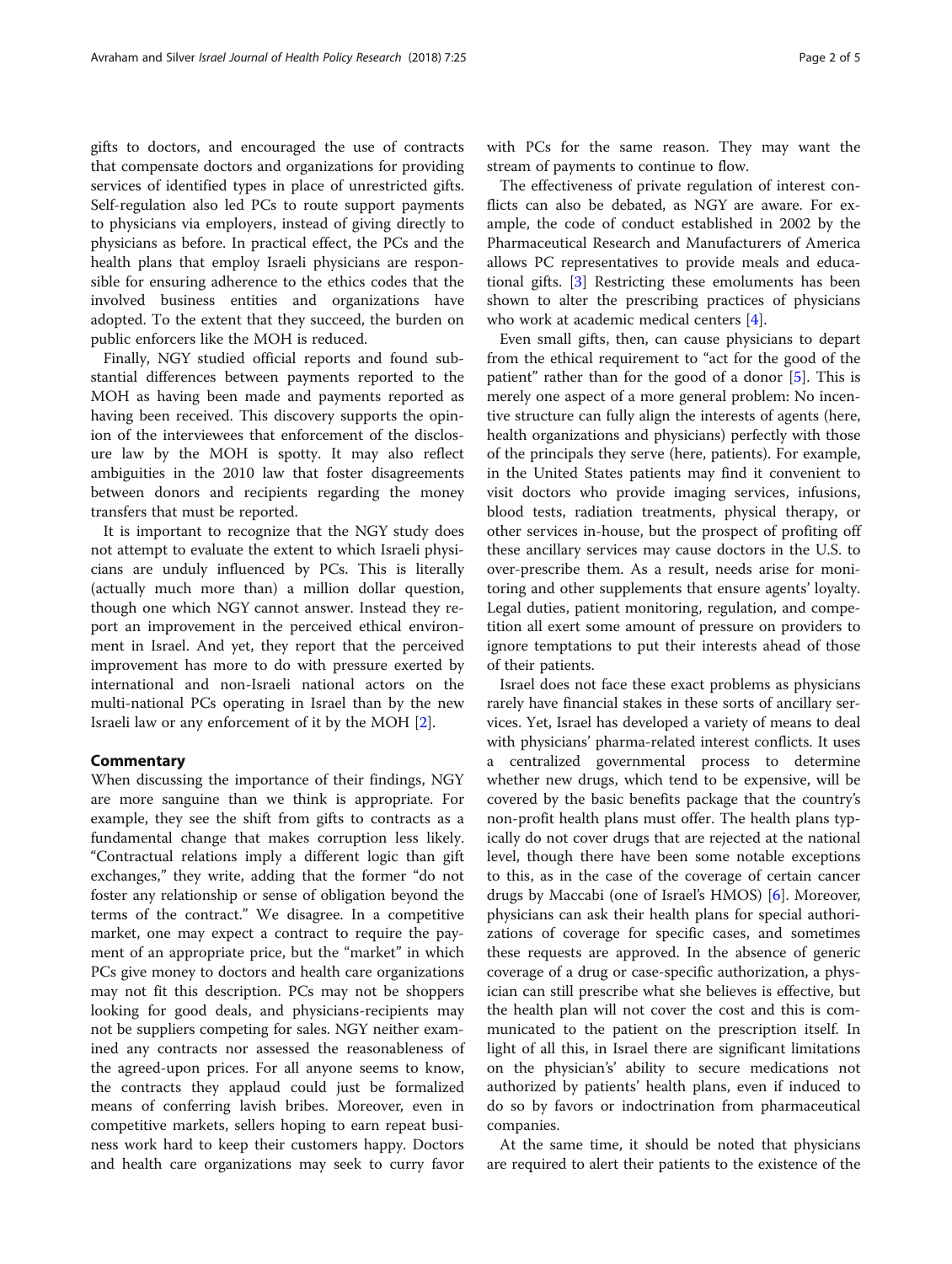gifts to doctors, and encouraged the use of contracts that compensate doctors and organizations for providing services of identified types in place of unrestricted gifts. Self-regulation also led PCs to route support payments to physicians via employers, instead of giving directly to physicians as before. In practical effect, the PCs and the health plans that employ Israeli physicians are responsible for ensuring adherence to the ethics codes that the involved business entities and organizations have adopted. To the extent that they succeed, the burden on public enforcers like the MOH is reduced.

Finally, NGY studied official reports and found substantial differences between payments reported to the MOH as having been made and payments reported as having been received. This discovery supports the opinion of the interviewees that enforcement of the disclosure law by the MOH is spotty. It may also reflect ambiguities in the 2010 law that foster disagreements between donors and recipients regarding the money transfers that must be reported.

It is important to recognize that the NGY study does not attempt to evaluate the extent to which Israeli physicians are unduly influenced by PCs. This is literally (actually much more than) a million dollar question, though one which NGY cannot answer. Instead they report an improvement in the perceived ethical environment in Israel. And yet, they report that the perceived improvement has more to do with pressure exerted by international and non-Israeli national actors on the multi-national PCs operating in Israel than by the new Israeli law or any enforcement of it by the MOH [2].

## Commentary

When discussing the importance of their findings, NGY are more sanguine than we think is appropriate. For example, they see the shift from gifts to contracts as a fundamental change that makes corruption less likely. "Contractual relations imply a different logic than gift exchanges," they write, adding that the former "do not foster any relationship or sense of obligation beyond the terms of the contract." We disagree. In a competitive market, one may expect a contract to require the payment of an appropriate price, but the health "market" in which PCs give money to doctors and health care organizations may not fit this description. PCs may not be shoppers looking for good deals, and physicians-recipients may not be suppliers competing for sales. NGY neither examined any contracts nor assessed the reasonableness of the agreed-upon prices. For all anyone seems to know, the contracts they applaud could just be formalized means of conferring lavish bribes. Moreover, even in competitive markets, sellers hoping to earn repeat business work hard to keep their customers happy. Doctors and health care organizations may seek to curry favor with PCs for the same reason. They may want the stream of payments to continue to flow.

The effectiveness of private regulation of interest conflicts can also be debated, as NGY are aware. For example, the code of conduct established in 2002 by the Pharmaceutical Research and Manufacturers of America allows PC representatives to provide meals and educational gifts. [3] Restricting these emoluments has been shown to alter the prescribing practices of physicians who work at academic medical centers [4].

Even small gifts, then, can cause physicians to depart from the ethical requirement to "act for the good of the patient" rather than for the good of a donor [5]. This is merely one aspect of a more general problem: No incentive structure can fully align the interests of agents (here, health organizations and physicians) perfectly with those of the principals they serve (here, patients). For example, in the United States patients may find it convenient to visit doctors who provide imaging services, infusions, blood tests, radiation treatments, physical therapy, or other services in-house, but the prospect of profiting off these ancillary services may cause doctors in the U.S. to over-prescribe them. As a result, needs arise for monitoring and other supplements that ensure agents' loyalty. Legal duties, patient monitoring, regulation, and competition all exert some amount of pressure on providers to ignore temptations to put their interests ahead of those of their patients.

Israel does not face these exact problems as physicians rarely have financial stakes in these sorts of ancillary services. Yet, Israel has developed a variety of means to deal with physicians' pharma-related interest conflicts. It uses a centralized governmental process to determine whether new drugs, which tend to be expensive, will be covered by the basic benefits package that the country's non-profit health plans must offer. The health plans typically do not cover drugs that are rejected at the national level, though there have been some notable exceptions to this, as in the case of the coverage of certain cancer drugs by Maccabi (one of Israel's HMOS) [6]. Moreover, physicians can ask their health plans for special authorizations of coverage for specific cases, and sometimes these requests are approved. In the absence of generic coverage of a drug or case-specific authorization, a physician can still prescribe what she believes is effective, but the health plan will not cover the cost and this is communicated to the patient on the prescription itself. In light of all this, in Israel there are significant limitations on the physician's' ability to secure medications not authorized by patients' health plans, even if induced to do so by favors or indoctrination from pharmaceutical companies.

At the same time, it should be noted that physicians are required to alert their patients to the existence of the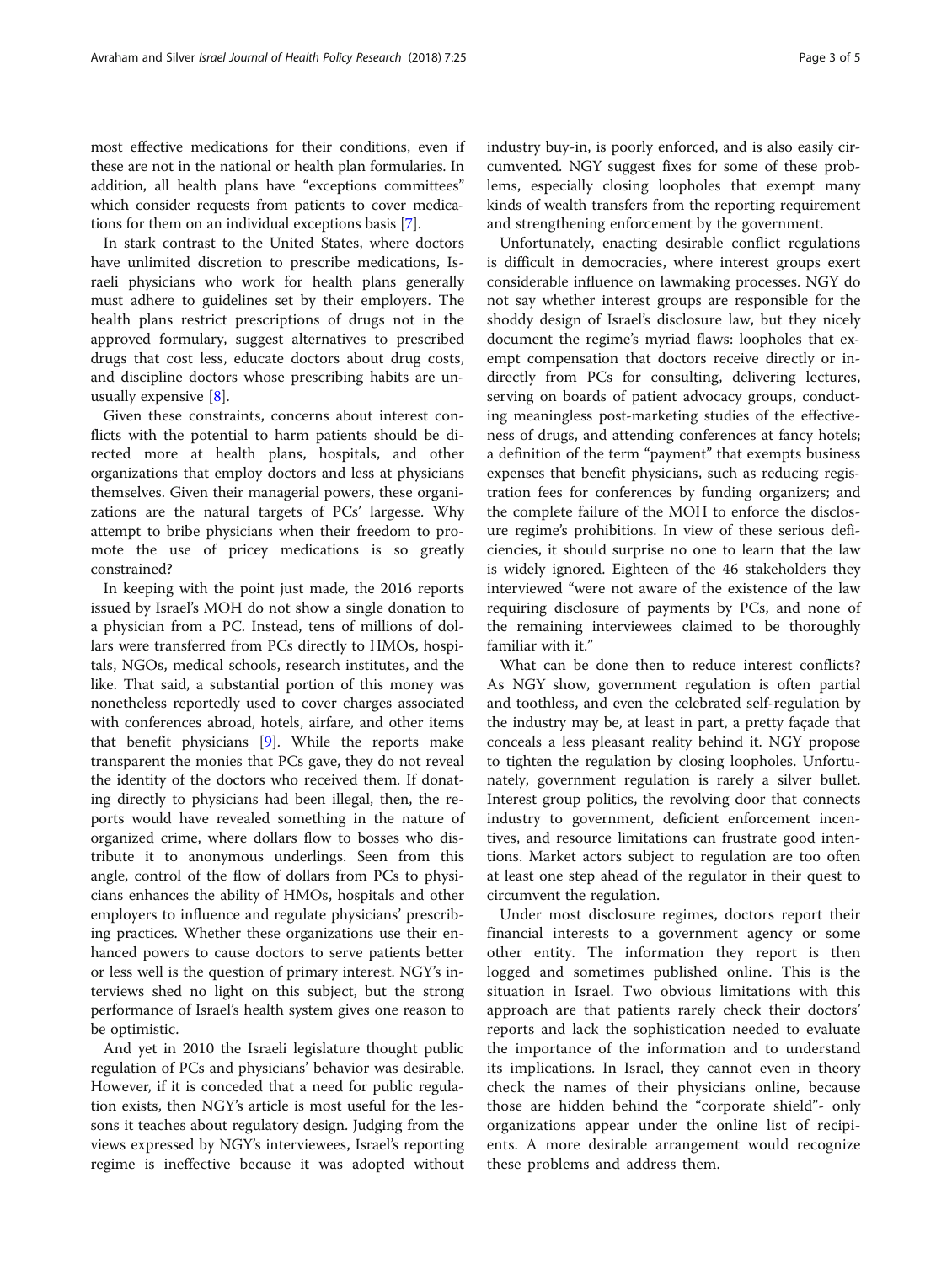most effective medications for their conditions, even if these are not in the national or health plan formularies. In addition, all health plans have "exceptions committees" which consider requests from patients to cover medications for them on an individual exceptions basis [7].

In stark contrast to the United States, where doctors have unlimited discretion to prescribe medications, Israeli physicians who work for health plans generally must adhere to guidelines set by their employers. The health plans restrict prescriptions of drugs not in the approved formulary, suggest alternatives to prescribed drugs that cost less, educate doctors about drug costs, and discipline doctors whose prescribing habits are unusually expensive [8].

Given these constraints, concerns about interest conflicts with the potential to harm patients should be directed more at health plans, hospitals, and other organizations that employ doctors and less at physicians themselves. Given their managerial powers, these organizations are the natural targets of PCs' largesse. Why attempt to bribe physicians when their freedom to promote the use of pricey medications is so greatly constrained?

In keeping with the point just made, the 2016 reports issued by Israel's MOH do not show a single donation to a physician from a PC. Instead, tens of millions of dollars were transferred from PCs directly to HMOs, hospitals, NGOs, medical schools, research institutes, and the like. That said, a substantial portion of this money was nonetheless reportedly used to cover charges associated with conferences abroad, hotels, airfare, and other items that benefit physicians [9]. While the reports make transparent the monies that PCs gave, they do not reveal the identity of the doctors who received them. If donating directly to physicians had been illegal, then, the reports would have revealed something in the nature of organized crime, where dollars flow to bosses who distribute it to anonymous underlings. Seen from this angle, control of the flow of dollars from PCs to physicians enhances the ability of HMOs, hospitals and other employers to influence and regulate physicians' prescribing practices. Whether these organizations use their enhanced powers to cause doctors to serve patients better or less well is the question of primary interest. NGY's interviews shed no light on this subject, but the strong performance of Israel's health system gives one reason to be optimistic.

And yet in 2010 the Israeli legislature thought public regulation of PCs and physicians' behavior was desirable. However, if it is conceded that a need for public regulation exists, then NGY's article is most useful for the lessons it teaches about regulatory design. Judging from the views expressed by NGY's interviewees, Israel's reporting regime is ineffective because it was adopted without industry buy-in, is poorly enforced, and is also easily circumvented. NGY suggest fixes for some of these problems, especially closing loopholes that exempt many kinds of wealth transfers from the reporting requirement and strengthening enforcement by the government.

Unfortunately, enacting desirable conflict regulations is difficult in democracies, where interest groups exert considerable influence on lawmaking processes. NGY do not say whether interest groups are responsible for the shoddy design of Israel's disclosure law, but they nicely document the regime's myriad flaws: loopholes that exempt compensation that doctors receive directly or indirectly from PCs for consulting, delivering lectures, serving on boards of patient advocacy groups, conducting meaningless post-marketing studies of the effectiveness of drugs, and attending conferences at fancy hotels; a definition of the term "payment" that exempts business expenses that benefit physicians, such as reducing registration fees for conferences by funding organizers; and the complete failure of the MOH to enforce the disclosure regime's prohibitions. In view of these serious deficiencies, it should surprise no one to learn that the law is widely ignored. Eighteen of the 46 stakeholders they interviewed "were not aware of the existence of the law requiring disclosure of payments by PCs, and none of the remaining interviewees claimed to be thoroughly familiar with it."

What can be done then to reduce interest conflicts? As NGY show, government regulation is often partial and toothless, and even the celebrated self-regulation by the industry may be, at least in part, a pretty façade that conceals a less pleasant reality behind it. NGY propose to tighten the regulation by closing loopholes. Unfortunately, government regulation is rarely a silver bullet. Interest group politics, the revolving door that connects industry to government, deficient enforcement incentives, and resource limitations can frustrate good intentions. Market actors subject to regulation are too often at least one step ahead of the regulator in their quest to circumvent the regulation.

Under most disclosure regimes, doctors report their financial interests to a government agency or some other entity. The information they report is then logged and sometimes published online. This is the situation in Israel. Two obvious limitations with this approach are that patients rarely check their doctors' reports and lack the sophistication needed to evaluate the importance of the information and to understand its implications. In Israel, they cannot even in theory check the names of their physicians online, because those are hidden behind the "corporate shield"- only organizations appear under the online list of recipients. A more desirable arrangement would recognize these problems and address them.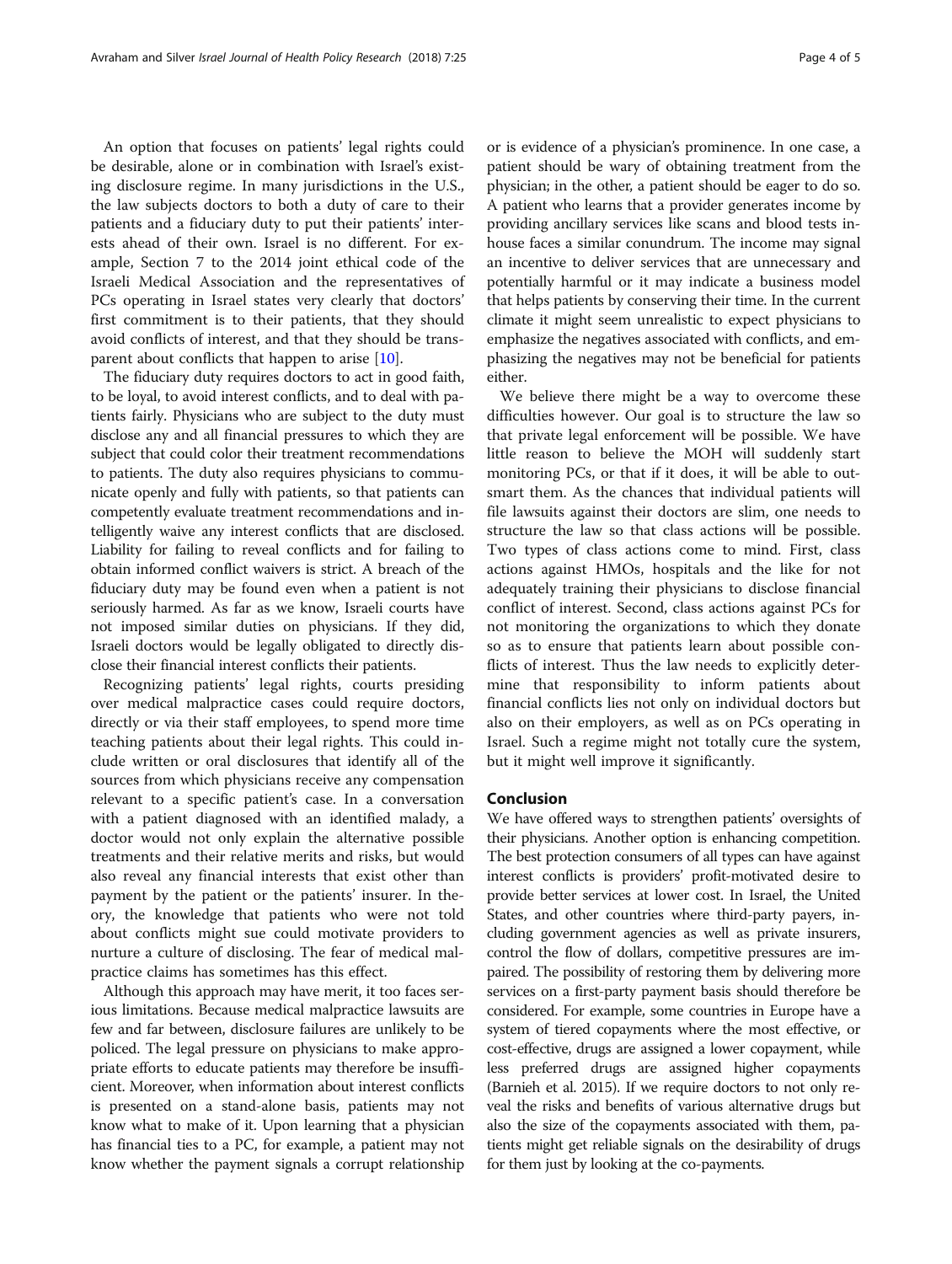An option that focuses on patients' legal rights could be desirable, alone or in combination with Israel's existing disclosure regime. In many jurisdictions in the U.S., the law subjects doctors to both a duty of care to their patients and a fiduciary duty to put their patients' interests ahead of their own. Israel is no different. For example, Section 7 to the 2014 joint ethical code of the Israeli Medical Association and the representatives of PCs operating in Israel states very clearly that doctors' first commitment is to their patients, that they should avoid conflicts of interest, and that they should be transparent about conflicts that happen to arise [10].

The fiduciary duty requires doctors to act in good faith, to be loyal, to avoid interest conflicts, and to deal with patients fairly. Physicians who are subject to the duty must disclose any and all financial pressures to which they are subject that could color their treatment recommendations to patients. The duty also requires physicians to communicate openly and fully with patients, so that patients can competently evaluate treatment recommendations and intelligently waive any interest conflicts that are disclosed. Liability for failing to reveal conflicts and for failing to obtain informed conflict waivers is strict. A breach of the fiduciary duty may be found even when a patient is not seriously harmed. As far as we know, Israeli courts have not imposed similar duties on physicians. If they did, Israeli doctors would be legally obligated to directly disclose their financial interest conflicts their patients.

Recognizing patients' legal rights, courts presiding over medical malpractice cases could require doctors, directly or via their staff employees, to spend more time teaching patients about their legal rights. This could include written or oral disclosures that identify all of the sources from which physicians receive any compensation relevant to a specific patient's case. In a conversation with a patient diagnosed with an identified malady, a doctor would not only explain the alternative possible treatments and their relative merits and risks, but would also reveal any financial interests that exist other than payment by the patient or the patients' insurer. In theory, the knowledge that patients who were not told about conflicts might sue could motivate providers to nurture a culture of disclosing. The fear of medical malpractice claims has sometimes has this effect.

Although this approach may have merit, it too faces serious limitations. Because medical malpractice lawsuits are few and far between, disclosure failures are unlikely to be policed. The legal pressure on physicians to make appropriate efforts to educate patients may therefore be insufficient. Moreover, when information about interest conflicts is presented on a stand-alone basis, patients may not know what to make of it. Upon learning that a physician has financial ties to a PC, for example, a patient may not know whether the payment signals a corrupt relationship or is evidence of a physician's prominence. In one case, a patient should be wary of obtaining treatment from the physician; in the other, a patient should be eager to do so. A patient who learns that a provider generates income by providing ancillary services like scans and blood tests in-house faces a similar conundrum. The income may signal an incentive to deliver services that are unnecessary and potentially harmful or it may indicate a business model that helps patients by conserving their time. In the current climate it might seem unrealistic to expect physicians to emphasize the negatives associated with conflicts, and emphasizing the negatives may not be beneficial for patients either.

We believe there might be a way to overcome these difficulties however. Our goal is to structure the law so that private legal enforcement will be possible. We have little reason to believe the MOH will suddenly start monitoring PCs, or that if it does, it will be able to outsmart them. As the chances that individual patients will file lawsuits against their doctors are slim, one needs to structure the law so that class actions will be possible. Two types of class actions come to mind. First, class actions against HMOs, hospitals and the like for not adequately training their physicians to disclose financial conflict of interest. Second, class actions against PCs for not monitoring the organizations to which they donate so as to ensure that patients learn about possible conflicts of interest. Thus the law needs to explicitly determine that responsibility to inform patients about financial conflicts lies not only on individual doctors but also on their employers, as well as on PCs operating in Israel. Such a regime might not totally cure the system, but it might well improve it significantly.

## Conclusion

We have offered ways to strengthen patients' oversights of their physicians. Another option is enhancing competition. The best protection consumers of all types can have against interest conflicts is providers' profit-motivated desire to provide better services at lower cost. In Israel, the United States, and other countries where third-party payers, including government agencies as well as private insurers, control the flow of dollars, competitive pressures are impaired. The possibility of restoring them by delivering more services on a first-party payment basis should therefore be considered. For example, some countries in Europe have a system of tiered copayments where the most effective, or cost-effective, drugs are assigned a lower copayment, while less preferred drugs are assigned higher copayments (Barnieh et al. 2015). If we require doctors to not only reveal the risks and benefits of various alternative drugs but also the size of the copayments associated with them, patients might get reliable signals on the desirability of drugs for them just by looking at the co-payments.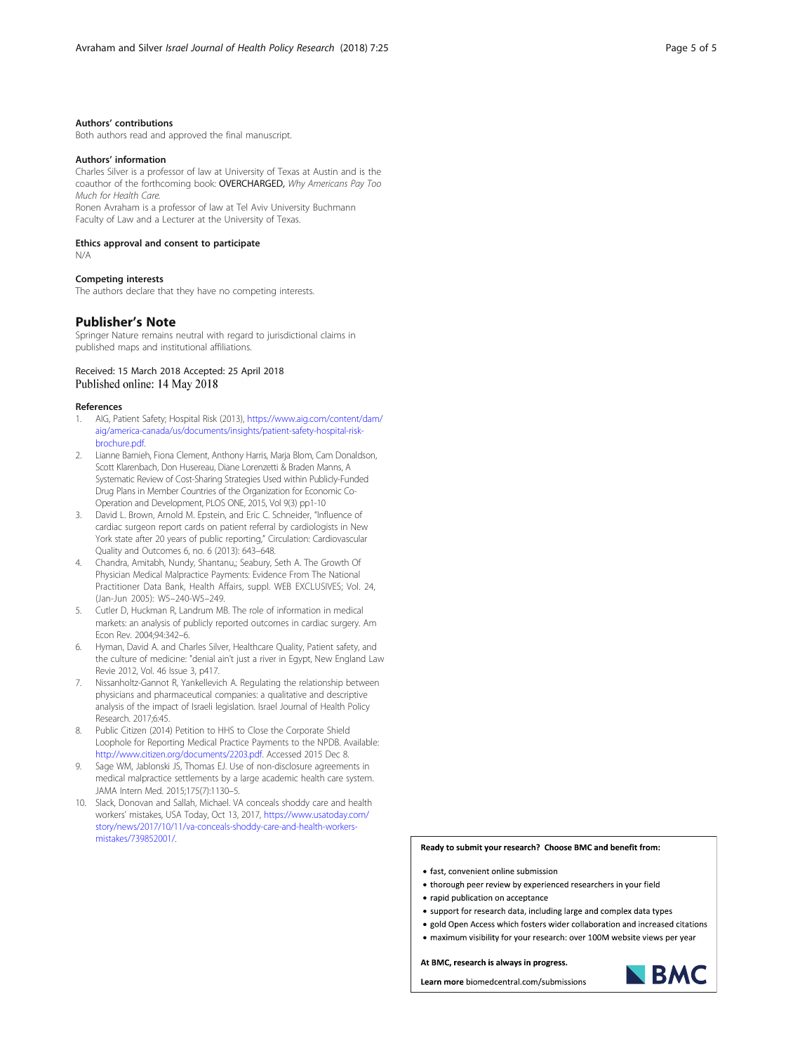### Authors' contributions

Both authors read and approved the final manuscript.

### Authors' information

Charles Silver is a professor of law at University of Texas at Austin and is the coauthor of the forthcoming book: **OVERCHARGED**, *Why Americans Pay Too Much for Health Care.*

Ronen Avraham is a professor of law at Tel Aviv University Buchmann Faculty of Law and a Lecturer at the University of Texas.

### Ethics approval and consent to participate

N/A

### Competing interests

The authors declare that they have no competing interests.

## Publisher's Note

Springer Nature remains neutral with regard to jurisdictional claims in published maps and institutional affiliations.

Received: 15 March 2018 Accepted: 25 April 2018
Published online: 14 May 2018

### References

1. AIG, Patient Safety; Hospital Risk (2013), https://www.aig.com/content/dam/aig/america-canada/us/documents/insights/patient-safety-hospital-risk-brochure.pdf.
2. Lianne Barnieh, Fiona Clement, Anthony Harris, Marja Blom, Cam Donaldson, Scott Klarenbach, Don Husereau, Diane Lorenzetti & Braden Manns, A Systematic Review of Cost-Sharing Strategies Used within Publicly-Funded Drug Plans in Member Countries of the Organization for Economic Co-Operation and Development, PLOS ONE, 2015, Vol 9(3) pp1-10
3. David L. Brown, Arnold M. Epstein, and Eric C. Schneider, "Influence of cardiac surgeon report cards on patient referral by cardiologists in New York state after 20 years of public reporting," Circulation: Cardiovascular Quality and Outcomes 6, no. 6 (2013): 643–648.
4. Chandra, Amitabh, Nundy, Shantanu,; Seabury, Seth A. The Growth Of Physician Medical Malpractice Payments: Evidence From The National Practitioner Data Bank, Health Affairs, suppl. WEB EXCLUSIVES; Vol. 24, (Jan-Jun 2005): W5–240-W5–249.
5. Cutler D, Huckman R, Landrum MB. The role of information in medical markets: an analysis of publicly reported outcomes in cardiac surgery. Am Econ Rev. 2004;94:342–6.
6. Hyman, David A. and Charles Silver, Healthcare Quality, Patient safety, and the culture of medicine: "denial ain't just a river in Egypt, New England Law Revie 2012, Vol. 46 Issue 3, p417.
7. Nissanholtz-Gannot R, Yankellevich A. Regulating the relationship between physicians and pharmaceutical companies: a qualitative and descriptive analysis of the impact of Israeli legislation. Israel Journal of Health Policy Research. 2017;6:45.
8. Public Citizen (2014) Petition to HHS to Close the Corporate Shield Loophole for Reporting Medical Practice Payments to the NPDB. Available: http://www.citizen.org/documents/2203.pdf. Accessed 2015 Dec 8.
9. Sage WM, Jablonski JS, Thomas EJ. Use of non-disclosure agreements in medical malpractice settlements by a large academic health care system. JAMA Intern Med. 2015;175(7):1130–5.
10. Slack, Donovan and Sallah, Michael. VA conceals shoddy care and health workers' mistakes, USA Today, Oct 13, 2017, https://www.usatoday.com/story/news/2017/10/11/va-conceals-shoddy-care-and-health-workers-mistakes/739852001/.

**Ready to submit your research? Choose BMC and benefit from:**

- fast, convenient online submission
- thorough peer review by experienced researchers in your field
- rapid publication on acceptance
- support for research data, including large and complex data types
- gold Open Access which fosters wider collaboration and increased citations
- maximum visibility for your research: over 100M website views per year

**At BMC, research is always in progress.**

**Learn more** biomedcentral.com/submissions

BMC